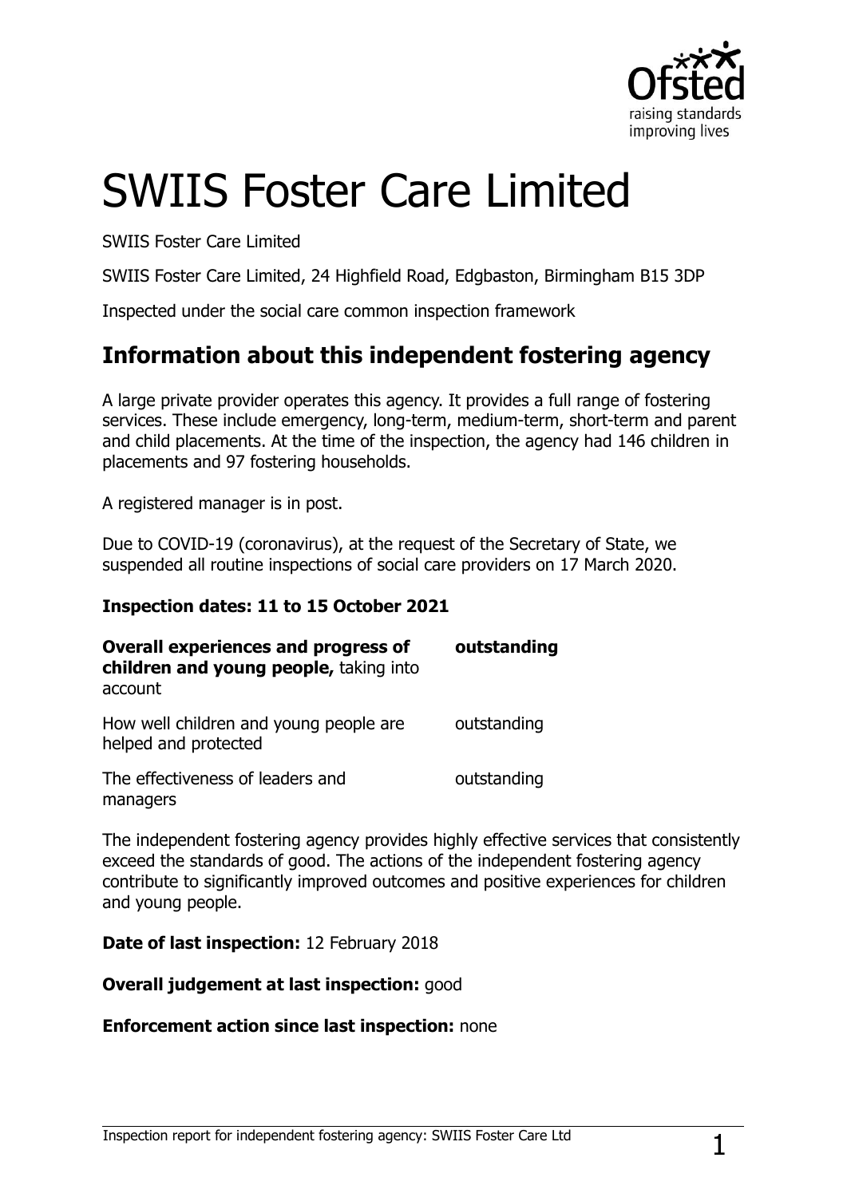# SWIIS Foster Care Limited

SWIIS Foster Care Limited

SWIIS Foster Care Limited, 24 Highfield Road, Edgbaston, Birmingham B15 3DP

Inspected under the social care common inspection framework

## Information about this independent fostering agency

A large private provider operates this agency. It provides a full range of fostering services. These include emergency, long-term, medium-term, short-term and parent and child placements. At the time of the inspection, the agency had 146 children in placements and 97 fostering households.

A registered manager is in post.

Due to COVID-19 (coronavirus), at the request of the Secretary of State, we suspended all routine inspections of social care providers on 17 March 2020.

**Inspection dates: 11 to 15 October 2021**

| | |
|---|---|
| **Overall experiences and progress of children and young people,** taking into account | **outstanding** |
| How well children and young people are helped and protected | outstanding |
| The effectiveness of leaders and managers | outstanding |

The independent fostering agency provides highly effective services that consistently exceed the standards of good. The actions of the independent fostering agency contribute to significantly improved outcomes and positive experiences for children and young people.

**Date of last inspection:** 12 February 2018

**Overall judgement at last inspection:** good

**Enforcement action since last inspection:** none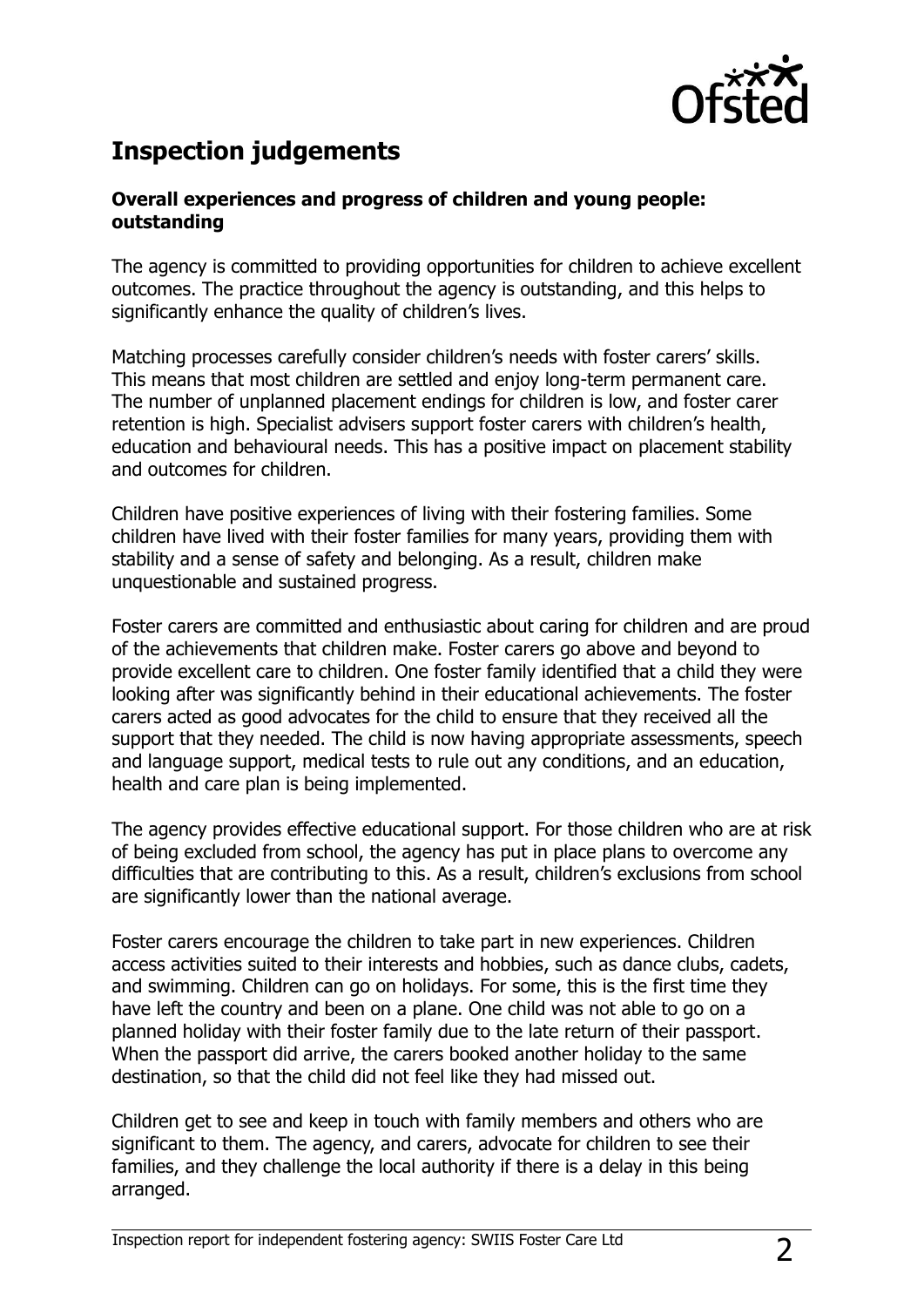## Inspection judgements

**Overall experiences and progress of children and young people: outstanding**

The agency is committed to providing opportunities for children to achieve excellent outcomes. The practice throughout the agency is outstanding, and this helps to significantly enhance the quality of children's lives.

Matching processes carefully consider children's needs with foster carers' skills. This means that most children are settled and enjoy long-term permanent care. The number of unplanned placement endings for children is low, and foster carer retention is high. Specialist advisers support foster carers with children's health, education and behavioural needs. This has a positive impact on placement stability and outcomes for children.

Children have positive experiences of living with their fostering families. Some children have lived with their foster families for many years, providing them with stability and a sense of safety and belonging. As a result, children make unquestionable and sustained progress.

Foster carers are committed and enthusiastic about caring for children and are proud of the achievements that children make. Foster carers go above and beyond to provide excellent care to children. One foster family identified that a child they were looking after was significantly behind in their educational achievements. The foster carers acted as good advocates for the child to ensure that they received all the support that they needed. The child is now having appropriate assessments, speech and language support, medical tests to rule out any conditions, and an education, health and care plan is being implemented.

The agency provides effective educational support. For those children who are at risk of being excluded from school, the agency has put in place plans to overcome any difficulties that are contributing to this. As a result, children's exclusions from school are significantly lower than the national average.

Foster carers encourage the children to take part in new experiences. Children access activities suited to their interests and hobbies, such as dance clubs, cadets, and swimming. Children can go on holidays. For some, this is the first time they have left the country and been on a plane. One child was not able to go on a planned holiday with their foster family due to the late return of their passport. When the passport did arrive, the carers booked another holiday to the same destination, so that the child did not feel like they had missed out.

Children get to see and keep in touch with family members and others who are significant to them. The agency, and carers, advocate for children to see their families, and they challenge the local authority if there is a delay in this being arranged.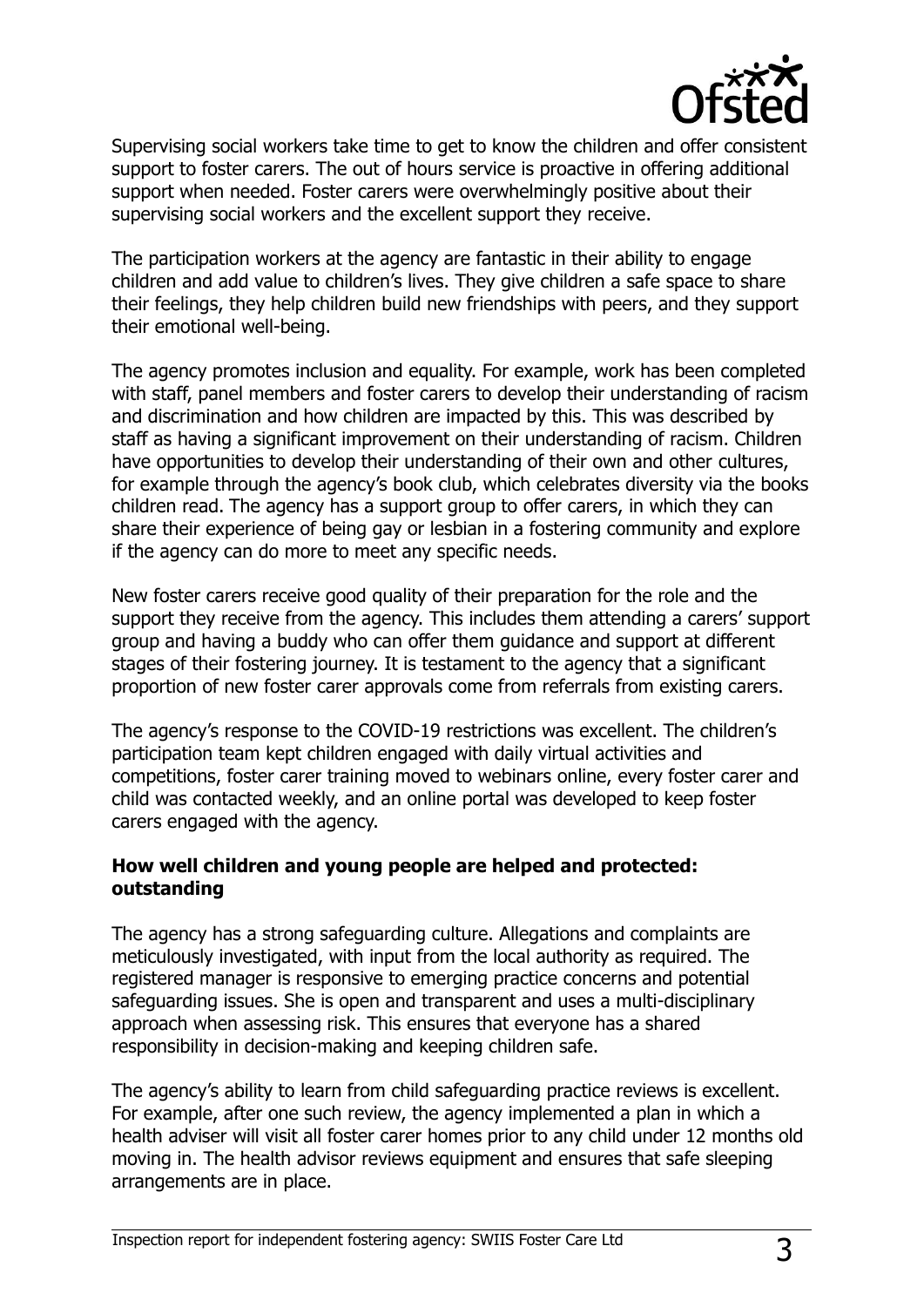Supervising social workers take time to get to know the children and offer consistent support to foster carers. The out of hours service is proactive in offering additional support when needed. Foster carers were overwhelmingly positive about their supervising social workers and the excellent support they receive.

The participation workers at the agency are fantastic in their ability to engage children and add value to children's lives. They give children a safe space to share their feelings, they help children build new friendships with peers, and they support their emotional well-being.

The agency promotes inclusion and equality. For example, work has been completed with staff, panel members and foster carers to develop their understanding of racism and discrimination and how children are impacted by this. This was described by staff as having a significant improvement on their understanding of racism. Children have opportunities to develop their understanding of their own and other cultures, for example through the agency's book club, which celebrates diversity via the books children read. The agency has a support group to offer carers, in which they can share their experience of being gay or lesbian in a fostering community and explore if the agency can do more to meet any specific needs.

New foster carers receive good quality of their preparation for the role and the support they receive from the agency. This includes them attending a carers' support group and having a buddy who can offer them guidance and support at different stages of their fostering journey. It is testament to the agency that a significant proportion of new foster carer approvals come from referrals from existing carers.

The agency's response to the COVID-19 restrictions was excellent. The children's participation team kept children engaged with daily virtual activities and competitions, foster carer training moved to webinars online, every foster carer and child was contacted weekly, and an online portal was developed to keep foster carers engaged with the agency.

### How well children and young people are helped and protected: outstanding

The agency has a strong safeguarding culture. Allegations and complaints are meticulously investigated, with input from the local authority as required. The registered manager is responsive to emerging practice concerns and potential safeguarding issues. She is open and transparent and uses a multi-disciplinary approach when assessing risk. This ensures that everyone has a shared responsibility in decision-making and keeping children safe.

The agency's ability to learn from child safeguarding practice reviews is excellent. For example, after one such review, the agency implemented a plan in which a health adviser will visit all foster carer homes prior to any child under 12 months old moving in. The health advisor reviews equipment and ensures that safe sleeping arrangements are in place.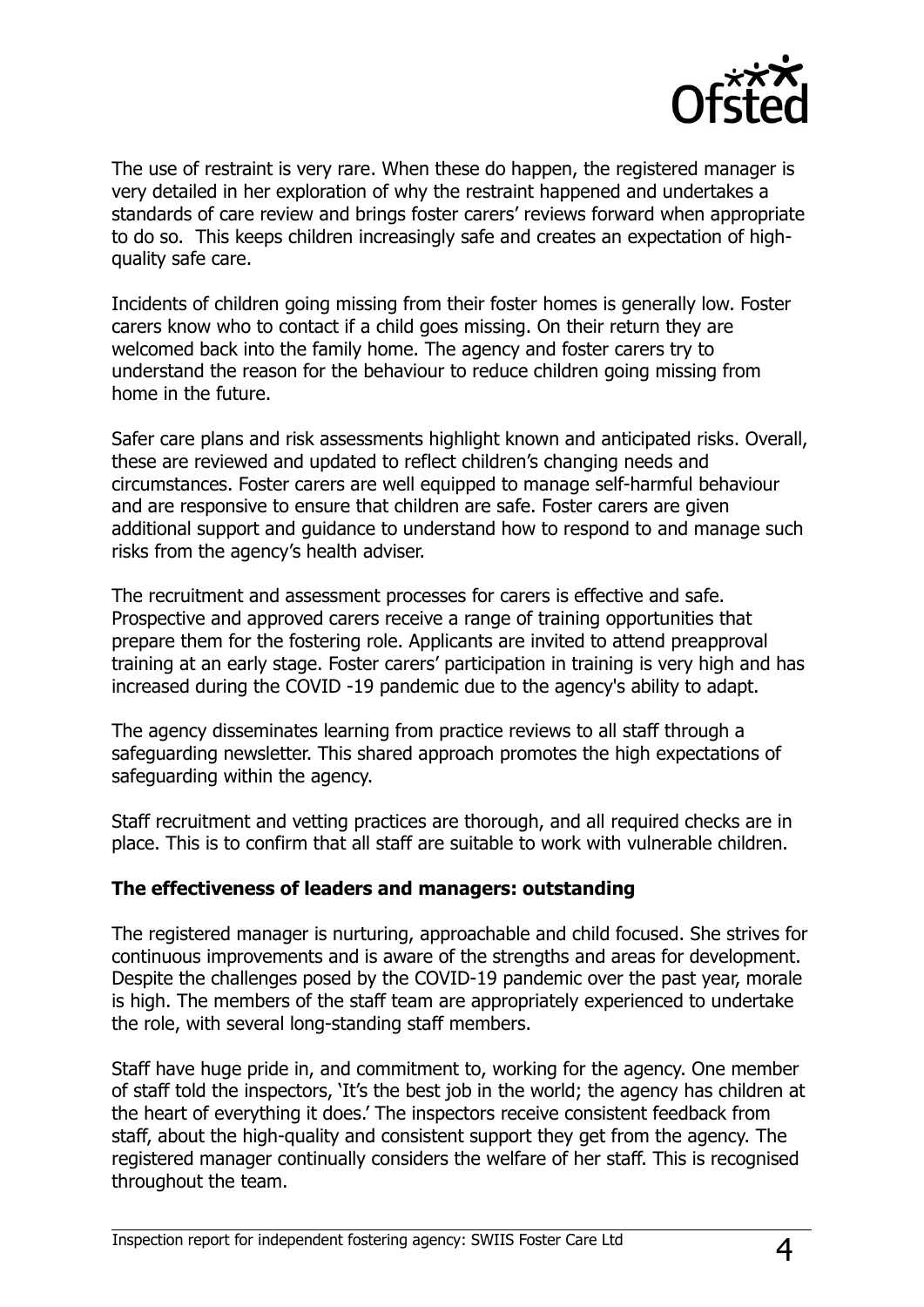The use of restraint is very rare. When these do happen, the registered manager is very detailed in her exploration of why the restraint happened and undertakes a standards of care review and brings foster carers' reviews forward when appropriate to do so. This keeps children increasingly safe and creates an expectation of high-quality safe care.

Incidents of children going missing from their foster homes is generally low. Foster carers know who to contact if a child goes missing. On their return they are welcomed back into the family home. The agency and foster carers try to understand the reason for the behaviour to reduce children going missing from home in the future.

Safer care plans and risk assessments highlight known and anticipated risks. Overall, these are reviewed and updated to reflect children's changing needs and circumstances. Foster carers are well equipped to manage self-harmful behaviour and are responsive to ensure that children are safe. Foster carers are given additional support and guidance to understand how to respond to and manage such risks from the agency's health adviser.

The recruitment and assessment processes for carers is effective and safe. Prospective and approved carers receive a range of training opportunities that prepare them for the fostering role. Applicants are invited to attend preapproval training at an early stage. Foster carers' participation in training is very high and has increased during the COVID -19 pandemic due to the agency's ability to adapt.

The agency disseminates learning from practice reviews to all staff through a safeguarding newsletter. This shared approach promotes the high expectations of safeguarding within the agency.

Staff recruitment and vetting practices are thorough, and all required checks are in place. This is to confirm that all staff are suitable to work with vulnerable children.

**The effectiveness of leaders and managers: outstanding**

The registered manager is nurturing, approachable and child focused. She strives for continuous improvements and is aware of the strengths and areas for development. Despite the challenges posed by the COVID-19 pandemic over the past year, morale is high. The members of the staff team are appropriately experienced to undertake the role, with several long-standing staff members.

Staff have huge pride in, and commitment to, working for the agency. One member of staff told the inspectors, 'It's the best job in the world; the agency has children at the heart of everything it does.' The inspectors receive consistent feedback from staff, about the high-quality and consistent support they get from the agency. The registered manager continually considers the welfare of her staff. This is recognised throughout the team.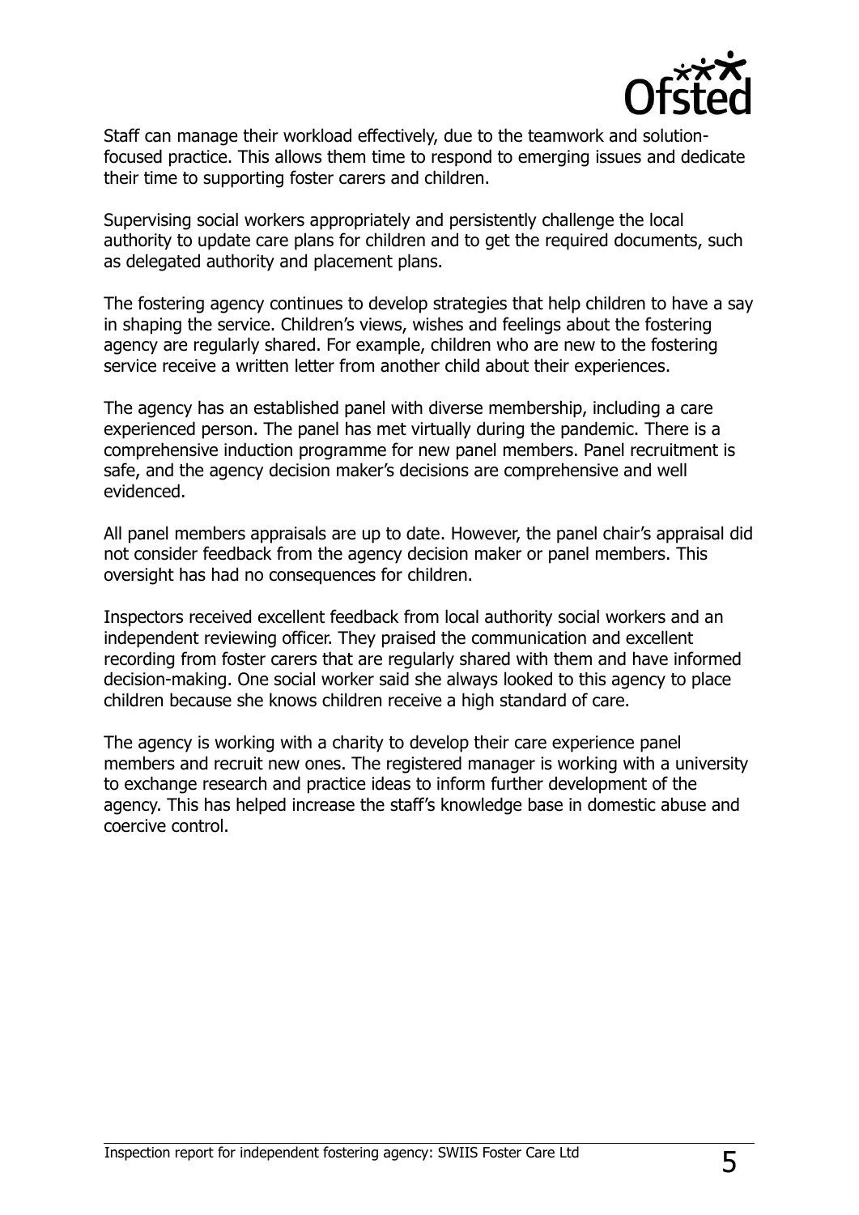Staff can manage their workload effectively, due to the teamwork and solution-focused practice. This allows them time to respond to emerging issues and dedicate their time to supporting foster carers and children.

Supervising social workers appropriately and persistently challenge the local authority to update care plans for children and to get the required documents, such as delegated authority and placement plans.

The fostering agency continues to develop strategies that help children to have a say in shaping the service. Children's views, wishes and feelings about the fostering agency are regularly shared. For example, children who are new to the fostering service receive a written letter from another child about their experiences.

The agency has an established panel with diverse membership, including a care experienced person. The panel has met virtually during the pandemic. There is a comprehensive induction programme for new panel members. Panel recruitment is safe, and the agency decision maker's decisions are comprehensive and well evidenced.

All panel members appraisals are up to date. However, the panel chair's appraisal did not consider feedback from the agency decision maker or panel members. This oversight has had no consequences for children.

Inspectors received excellent feedback from local authority social workers and an independent reviewing officer. They praised the communication and excellent recording from foster carers that are regularly shared with them and have informed decision-making. One social worker said she always looked to this agency to place children because she knows children receive a high standard of care.

The agency is working with a charity to develop their care experience panel members and recruit new ones. The registered manager is working with a university to exchange research and practice ideas to inform further development of the agency. This has helped increase the staff's knowledge base in domestic abuse and coercive control.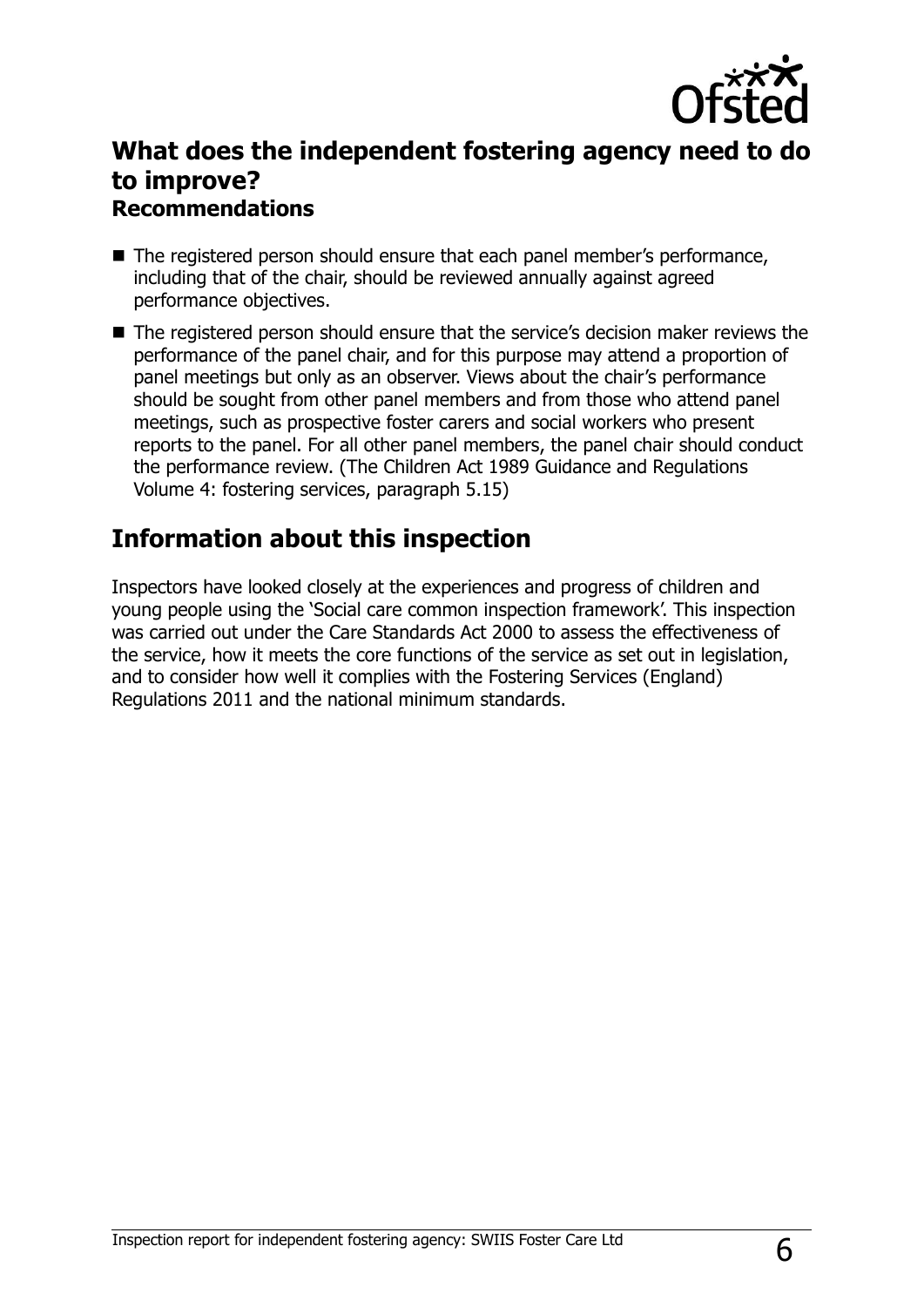## What does the independent fostering agency need to do to improve?

### Recommendations

- The registered person should ensure that each panel member's performance, including that of the chair, should be reviewed annually against agreed performance objectives.
- The registered person should ensure that the service's decision maker reviews the performance of the panel chair, and for this purpose may attend a proportion of panel meetings but only as an observer. Views about the chair's performance should be sought from other panel members and from those who attend panel meetings, such as prospective foster carers and social workers who present reports to the panel. For all other panel members, the panel chair should conduct the performance review. (The Children Act 1989 Guidance and Regulations Volume 4: fostering services, paragraph 5.15)

## Information about this inspection

Inspectors have looked closely at the experiences and progress of children and young people using the 'Social care common inspection framework'. This inspection was carried out under the Care Standards Act 2000 to assess the effectiveness of the service, how it meets the core functions of the service as set out in legislation, and to consider how well it complies with the Fostering Services (England) Regulations 2011 and the national minimum standards.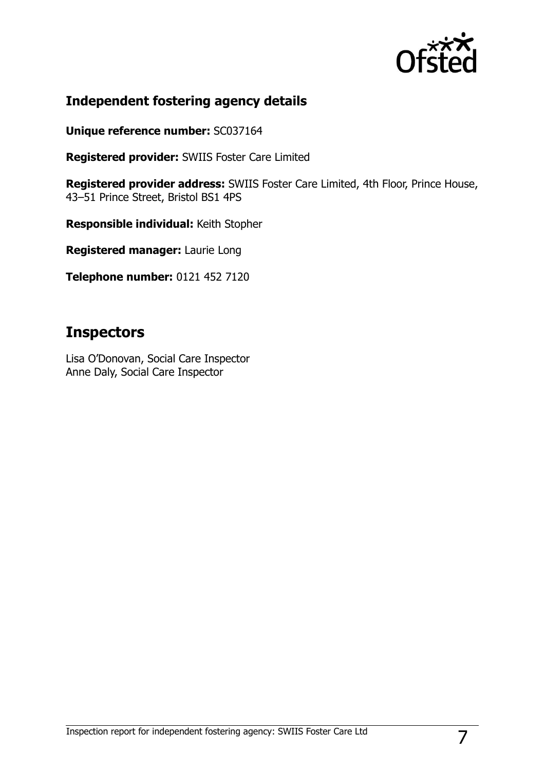## Independent fostering agency details

**Unique reference number:** SC037164

**Registered provider:** SWIIS Foster Care Limited

**Registered provider address:** SWIIS Foster Care Limited, 4th Floor, Prince House, 43–51 Prince Street, Bristol BS1 4PS

**Responsible individual:** Keith Stopher

**Registered manager:** Laurie Long

**Telephone number:** 0121 452 7120

# Inspectors

Lisa O'Donovan, Social Care Inspector
Anne Daly, Social Care Inspector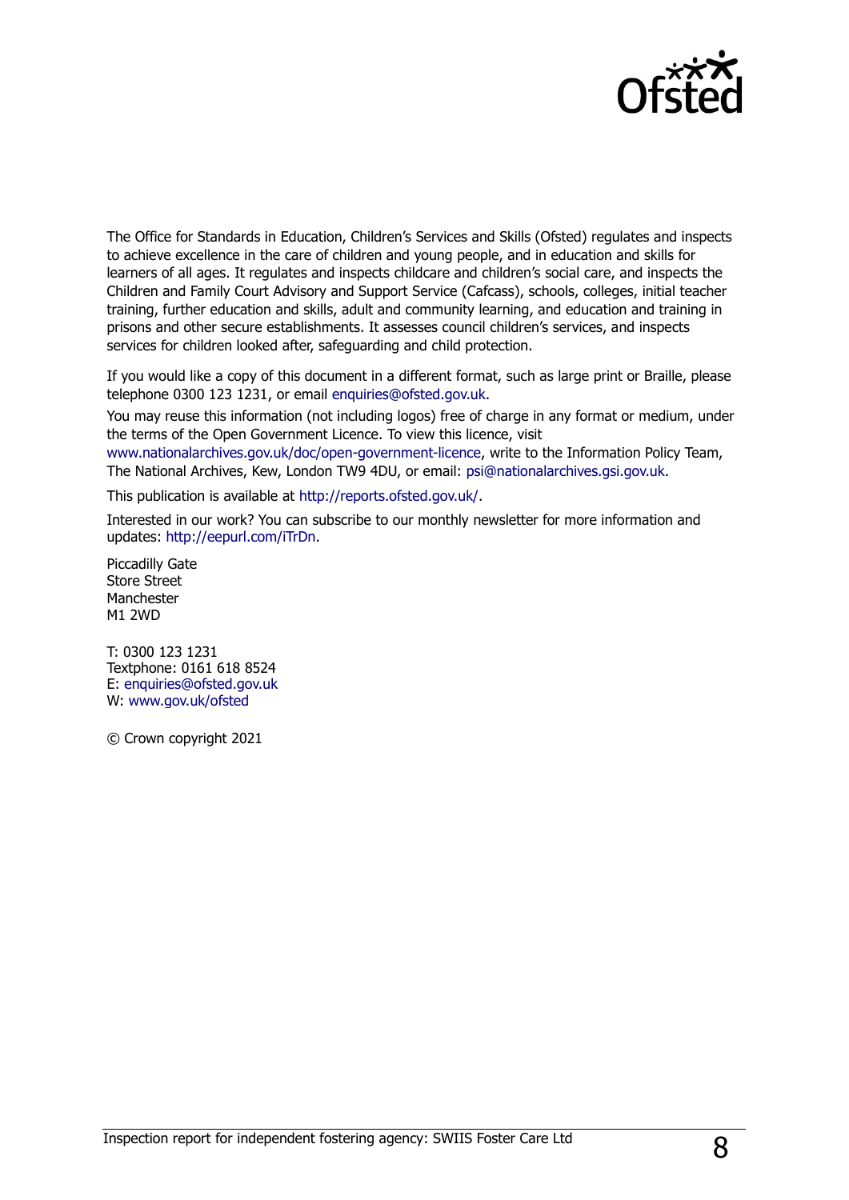The Office for Standards in Education, Children's Services and Skills (Ofsted) regulates and inspects to achieve excellence in the care of children and young people, and in education and skills for learners of all ages. It regulates and inspects childcare and children's social care, and inspects the Children and Family Court Advisory and Support Service (Cafcass), schools, colleges, initial teacher training, further education and skills, adult and community learning, and education and training in prisons and other secure establishments. It assesses council children's services, and inspects services for children looked after, safeguarding and child protection.

If you would like a copy of this document in a different format, such as large print or Braille, please telephone 0300 123 1231, or email enquiries@ofsted.gov.uk.

You may reuse this information (not including logos) free of charge in any format or medium, under the terms of the Open Government Licence. To view this licence, visit www.nationalarchives.gov.uk/doc/open-government-licence, write to the Information Policy Team, The National Archives, Kew, London TW9 4DU, or email: psi@nationalarchives.gsi.gov.uk.

This publication is available at http://reports.ofsted.gov.uk/.

Interested in our work? You can subscribe to our monthly newsletter for more information and updates: http://eepurl.com/iTrDn.

Piccadilly Gate
Store Street
Manchester
M1 2WD

T: 0300 123 1231
Textphone: 0161 618 8524
E: enquiries@ofsted.gov.uk
W: www.gov.uk/ofsted

© Crown copyright 2021